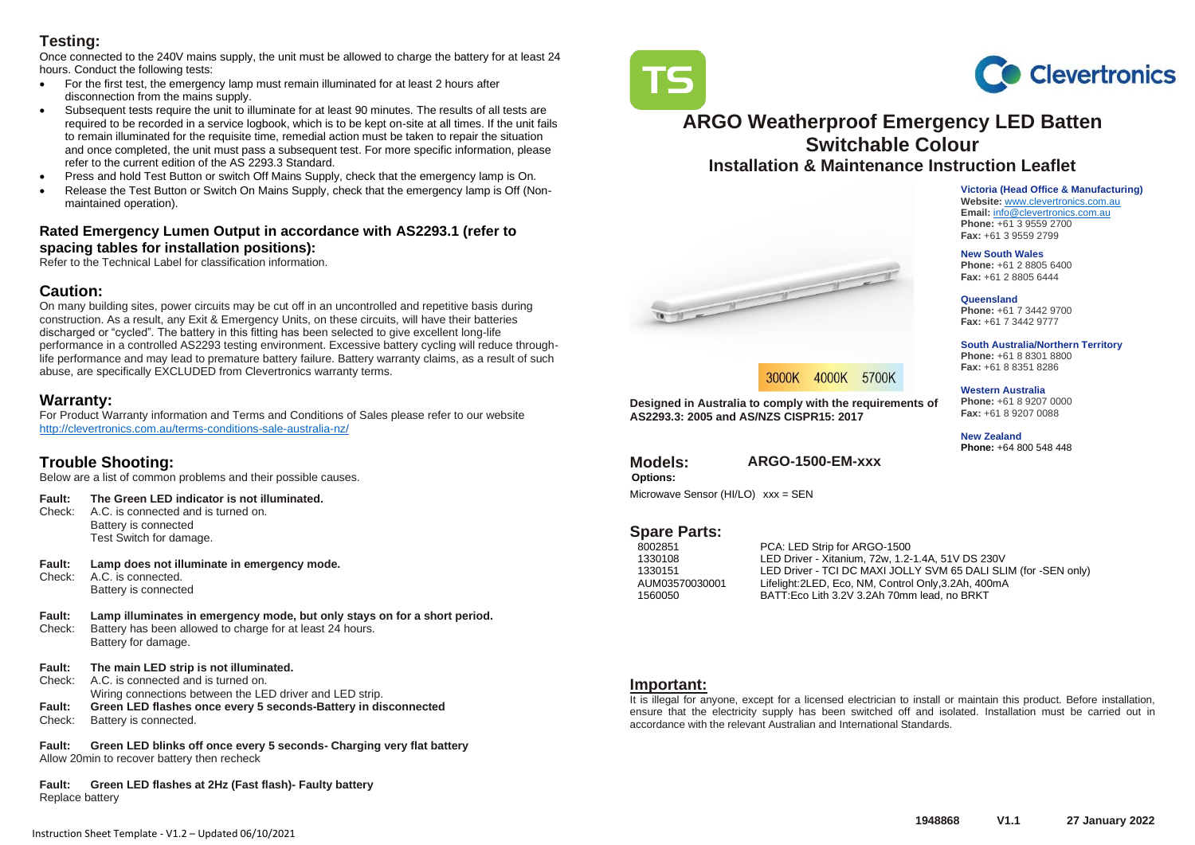## Testing:

Once connected to the 240V mains supply, the unit must be allowed to charge the battery for at least 24 hours. Conduct the following tests:

- For the first test, the emergency lamp must remain illuminated for at least 2 hours after disconnection from the mains supply.
- Subsequent tests require the unit to illuminate for at least 90 minutes. The results of all tests are required to be recorded in a service logbook, which is to be kept on-site at all times. If the unit fails to remain illuminated for the requisite time, remedial action must be taken to repair the situation and once completed, the unit must pass a subsequent test. For more specific information, please refer to the current edition of the AS 2293.3 Standard.
- Press and hold Test Button or switch Off Mains Supply, check that the emergency lamp is On.
- Release the Test Button or Switch On Mains Supply, check that the emergency lamp is Off (Non-maintained operation).

### Rated Emergency Lumen Output in accordance with AS2293.1 (refer to spacing tables for installation positions):

Refer to the Technical Label for classification information.

## Caution:

On many building sites, power circuits may be cut off in an uncontrolled and repetitive basis during construction. As a result, any Exit & Emergency Units, on these circuits, will have their batteries discharged or "cycled". The battery in this fitting has been selected to give excellent long-life performance in a controlled AS2293 testing environment. Excessive battery cycling will reduce through-life performance and may lead to premature battery failure. Battery warranty claims, as a result of such abuse, are specifically EXCLUDED from Clevertronics warranty terms.

## Warranty:

For Product Warranty information and Terms and Conditions of Sales please refer to our website http://clevertronics.com.au/terms-conditions-sale-australia-nz/

## Trouble Shooting:

Below are a list of common problems and their possible causes.

**Fault:** **The Green LED indicator is not illuminated.**
Check: A.C. is connected and is turned on.
Battery is connected
Test Switch for damage.

**Fault:** **Lamp does not illuminate in emergency mode.**
Check: A.C. is connected.
Battery is connected

**Fault:** **Lamp illuminates in emergency mode, but only stays on for a short period.**
Check: Battery has been allowed to charge for at least 24 hours.
Battery for damage.

**Fault:** **The main LED strip is not illuminated.**
Check: A.C. is connected and is turned on.
Wiring connections between the LED driver and LED strip.

**Fault:** **Green LED flashes once every 5 seconds-Battery in disconnected**
Check: Battery is connected.

**Fault:** **Green LED blinks off once every 5 seconds- Charging very flat battery**
Allow 20min to recover battery then recheck

**Fault:** **Green LED flashes at 2Hz (Fast flash)- Faulty battery**
Replace battery

TS

Clevertronics

# ARGO Weatherproof Emergency LED Batten Switchable Colour

## Installation & Maintenance Instruction Leaflet

3000K 4000K 5700K

**Designed in Australia to comply with the requirements of AS2293.3: 2005 and AS/NZS CISPR15: 2017**

**Victoria (Head Office & Manufacturing)**
**Website:** www.clevertronics.com.au
**Email:** info@clevertronics.com.au
**Phone:** +61 3 9559 2700
**Fax:** +61 3 9559 2799

**New South Wales**
**Phone:** +61 2 8805 6400
**Fax:** +61 2 8805 6444

**Queensland**
**Phone:** +61 7 3442 9700
**Fax:** +61 7 3442 9777

**South Australia/Northern Territory**
**Phone:** +61 8 8301 8800
**Fax:** +61 8 8351 8286

**Western Australia**
**Phone:** +61 8 9207 0000
**Fax:** +61 8 9207 0088

**New Zealand**
**Phone:** +64 800 548 448

## Models: ARGO-1500-EM-xxx

**Options:**

Microwave Sensor (HI/LO) xxx = SEN

## Spare Parts:

| | |
|---|---|
| 8002851 | PCA: LED Strip for ARGO-1500 |
| 1330108 | LED Driver - Xitanium, 72w, 1.2-1.4A, 51V DS 230V |
| 1330151 | LED Driver - TCI DC MAXI JOLLY SVM 65 DALI SLIM (for -SEN only) |
| AUM03570030001 | Lifelight:2LED, Eco, NM, Control Only,3.2Ah, 400mA |
| 1560050 | BATT:Eco Lith 3.2V 3.2Ah 70mm lead, no BRKT |

## Important:

It is illegal for anyone, except for a licensed electrician to install or maintain this product. Before installation, ensure that the electricity supply has been switched off and isolated. Installation must be carried out in accordance with the relevant Australian and International Standards.

**1948868 V1.1 27 January 2022**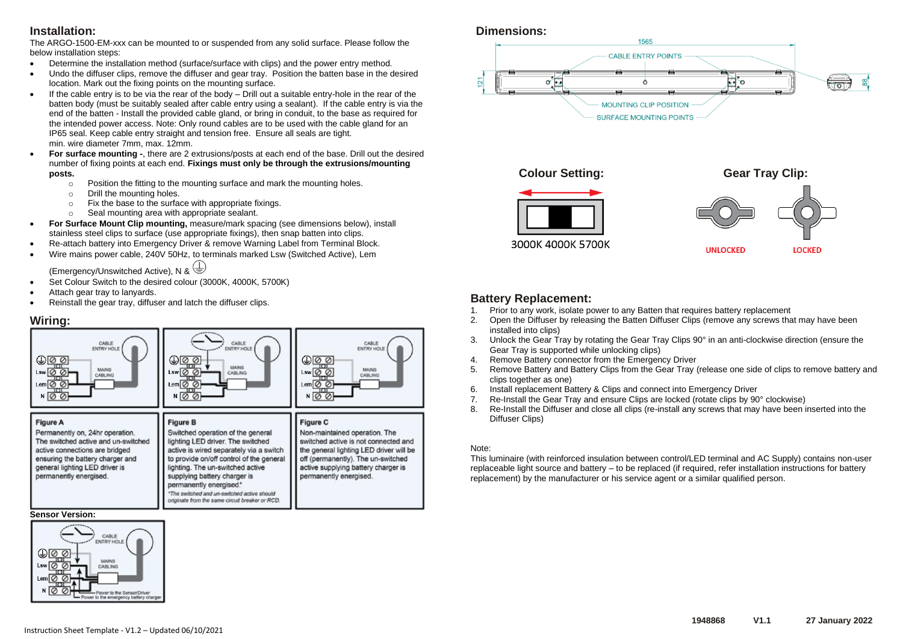## Installation:

The ARGO-1500-EM-xxx can be mounted to or suspended from any solid surface. Please follow the below installation steps:

- Determine the installation method (surface/surface with clips) and the power entry method.
- Undo the diffuser clips, remove the diffuser and gear tray. Position the batten base in the desired location. Mark out the fixing points on the mounting surface.
- If the cable entry is to be via the rear of the body – Drill out a suitable entry-hole in the rear of the batten body (must be suitably sealed after cable entry using a sealant). If the cable entry is via the end of the batten - Install the provided cable gland, or bring in conduit, to the base as required for the intended power access. Note: Only round cables are to be used with the cable gland for an IP65 seal. Keep cable entry straight and tension free. Ensure all seals are tight.
  min. wire diameter 7mm, max. 12mm.
- **For surface mounting -**, there are 2 extrusions/posts at each end of the base. Drill out the desired number of fixing points at each end. **Fixings must only be through the extrusions/mounting posts.**
  - Position the fitting to the mounting surface and mark the mounting holes.
  - Drill the mounting holes.
  - Fix the base to the surface with appropriate fixings.
  - Seal mounting area with appropriate sealant.
- **For Surface Mount Clip mounting,** measure/mark spacing (see dimensions below), install stainless steel clips to surface (use appropriate fixings), then snap batten into clips.
- Re-attach battery into Emergency Driver & remove Warning Label from Terminal Block.
- Wire mains power cable, 240V 50Hz, to terminals marked Lsw (Switched Active), Lem (Emergency/Unswitched Active), N & ⏚
- Set Colour Switch to the desired colour (3000K, 4000K, 5700K)
- Attach gear tray to lanyards.
- Reinstall the gear tray, diffuser and latch the diffuser clips.

## Wiring:

CABLE ENTRY HOLE
MAINS CABLING
Lsw
Lem
N

**Figure A**
Permanently on, 24hr operation. The switched active and un-switched active connections are bridged ensuring the battery charger and general lighting LED driver is permanently energised.

**Figure B**
Switched operation of the general lighting LED driver. The switched active is wired separately via a switch to provide on/off control of the general lighting. The un-switched active supplying battery charger is permanently energised.*
*The switched and un-switched active should originate from the same circuit breaker or RCD.

**Figure C**
Non-maintained operation. The switched active is not connected and the general lighting LED driver will be off (permanently). The un-switched active supplying battery charger is permanently energised.

**Sensor Version:**

CABLE ENTRY HOLE
MAINS CABLING
Lsw
Lem
N
Power to the Sensor/Driver
Power to the emergency battery charger

## Dimensions:

1565
CABLE ENTRY POINTS
121
88
MOUNTING CLIP POSITION
SURFACE MOUNTING POINTS

## Colour Setting:

3000K 4000K 5700K

## Gear Tray Clip:

UNLOCKED
LOCKED

## Battery Replacement:

1. Prior to any work, isolate power to any Batten that requires battery replacement
2. Open the Diffuser by releasing the Batten Diffuser Clips (remove any screws that may have been installed into clips)
3. Unlock the Gear Tray by rotating the Gear Tray Clips 90° in an anti-clockwise direction (ensure the Gear Tray is supported while unlocking clips)
4. Remove Battery connector from the Emergency Driver
5. Remove Battery and Battery Clips from the Gear Tray (release one side of clips to remove battery and clips together as one)
6. Install replacement Battery & Clips and connect into Emergency Driver
7. Re-Install the Gear Tray and ensure Clips are locked (rotate clips by 90° clockwise)
8. Re-Install the Diffuser and close all clips (re-install any screws that may have been inserted into the Diffuser Clips)

Note:
This luminaire (with reinforced insulation between control/LED terminal and AC Supply) contains non-user replaceable light source and battery – to be replaced (if required, refer installation instructions for battery replacement) by the manufacturer or his service agent or a similar qualified person.

1948868 V1.1 27 January 2022

Instruction Sheet Template - V1.2 – Updated 06/10/2021